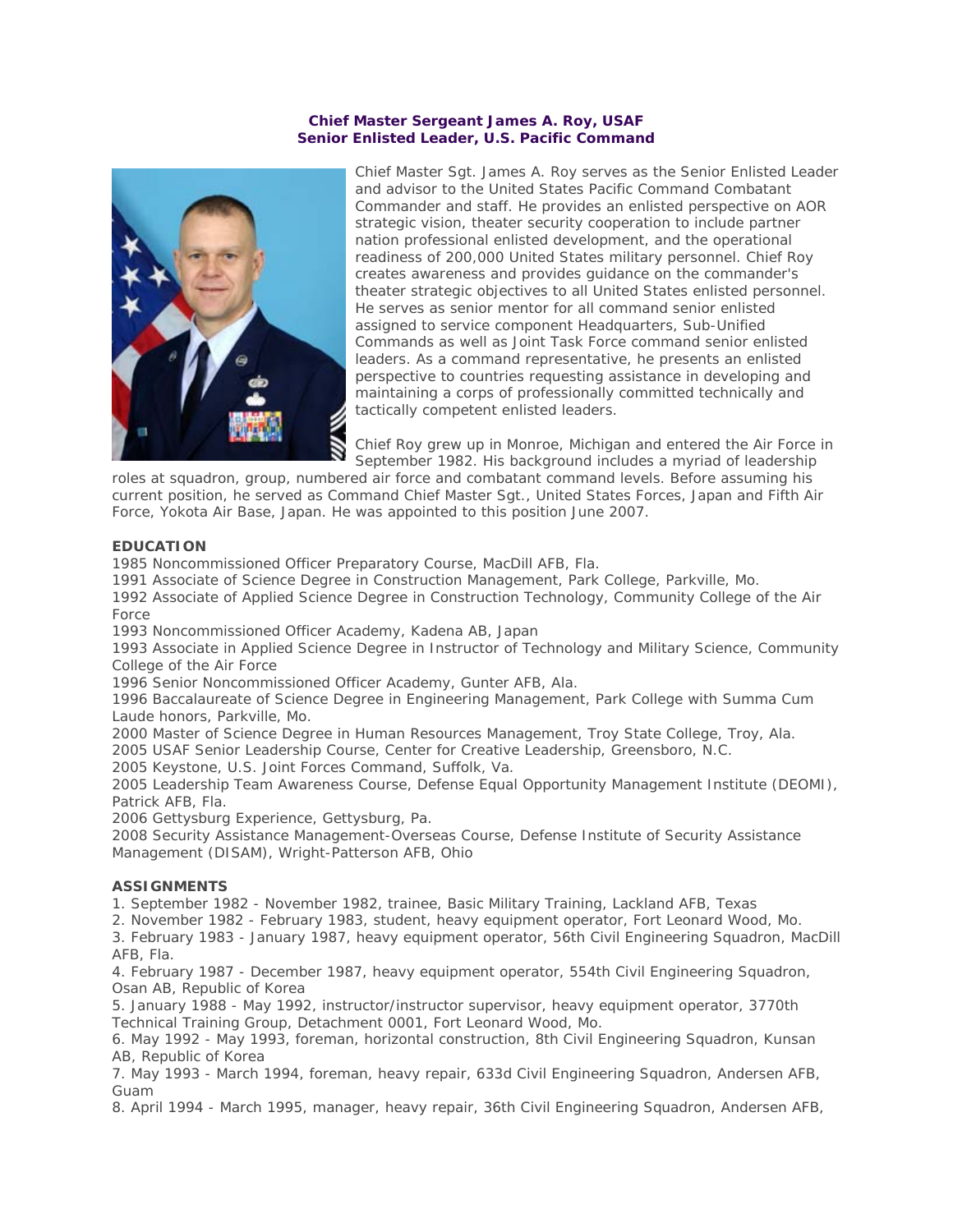**Chief Master Sergeant James A. Roy, USAF**
**Senior Enlisted Leader, U.S. Pacific Command**

Chief Master Sgt. James A. Roy serves as the Senior Enlisted Leader and advisor to the United States Pacific Command Combatant Commander and staff. He provides an enlisted perspective on AOR strategic vision, theater security cooperation to include partner nation professional enlisted development, and the operational readiness of 200,000 United States military personnel. Chief Roy creates awareness and provides guidance on the commander's theater strategic objectives to all United States enlisted personnel. He serves as senior mentor for all command senior enlisted assigned to service component Headquarters, Sub-Unified Commands as well as Joint Task Force command senior enlisted leaders. As a command representative, he presents an enlisted perspective to countries requesting assistance in developing and maintaining a corps of professionally committed technically and tactically competent enlisted leaders.

Chief Roy grew up in Monroe, Michigan and entered the Air Force in September 1982. His background includes a myriad of leadership roles at squadron, group, numbered air force and combatant command levels. Before assuming his current position, he served as Command Chief Master Sgt., United States Forces, Japan and Fifth Air Force, Yokota Air Base, Japan. He was appointed to this position June 2007.

**EDUCATION**

1985 Noncommissioned Officer Preparatory Course, MacDill AFB, Fla.
1991 Associate of Science Degree in Construction Management, Park College, Parkville, Mo.
1992 Associate of Applied Science Degree in Construction Technology, Community College of the Air Force
1993 Noncommissioned Officer Academy, Kadena AB, Japan
1993 Associate in Applied Science Degree in Instructor of Technology and Military Science, Community College of the Air Force
1996 Senior Noncommissioned Officer Academy, Gunter AFB, Ala.
1996 Baccalaureate of Science Degree in Engineering Management, Park College with Summa Cum Laude honors, Parkville, Mo.
2000 Master of Science Degree in Human Resources Management, Troy State College, Troy, Ala.
2005 USAF Senior Leadership Course, Center for Creative Leadership, Greensboro, N.C.
2005 Keystone, U.S. Joint Forces Command, Suffolk, Va.
2005 Leadership Team Awareness Course, Defense Equal Opportunity Management Institute (DEOMI), Patrick AFB, Fla.
2006 Gettysburg Experience, Gettysburg, Pa.
2008 Security Assistance Management-Overseas Course, Defense Institute of Security Assistance Management (DISAM), Wright-Patterson AFB, Ohio

**ASSIGNMENTS**

1. September 1982 - November 1982, trainee, Basic Military Training, Lackland AFB, Texas
2. November 1982 - February 1983, student, heavy equipment operator, Fort Leonard Wood, Mo.
3. February 1983 - January 1987, heavy equipment operator, 56th Civil Engineering Squadron, MacDill AFB, Fla.
4. February 1987 - December 1987, heavy equipment operator, 554th Civil Engineering Squadron, Osan AB, Republic of Korea
5. January 1988 - May 1992, instructor/instructor supervisor, heavy equipment operator, 3770th Technical Training Group, Detachment 0001, Fort Leonard Wood, Mo.
6. May 1992 - May 1993, foreman, horizontal construction, 8th Civil Engineering Squadron, Kunsan AB, Republic of Korea
7. May 1993 - March 1994, foreman, heavy repair, 633d Civil Engineering Squadron, Andersen AFB, Guam
8. April 1994 - March 1995, manager, heavy repair, 36th Civil Engineering Squadron, Andersen AFB,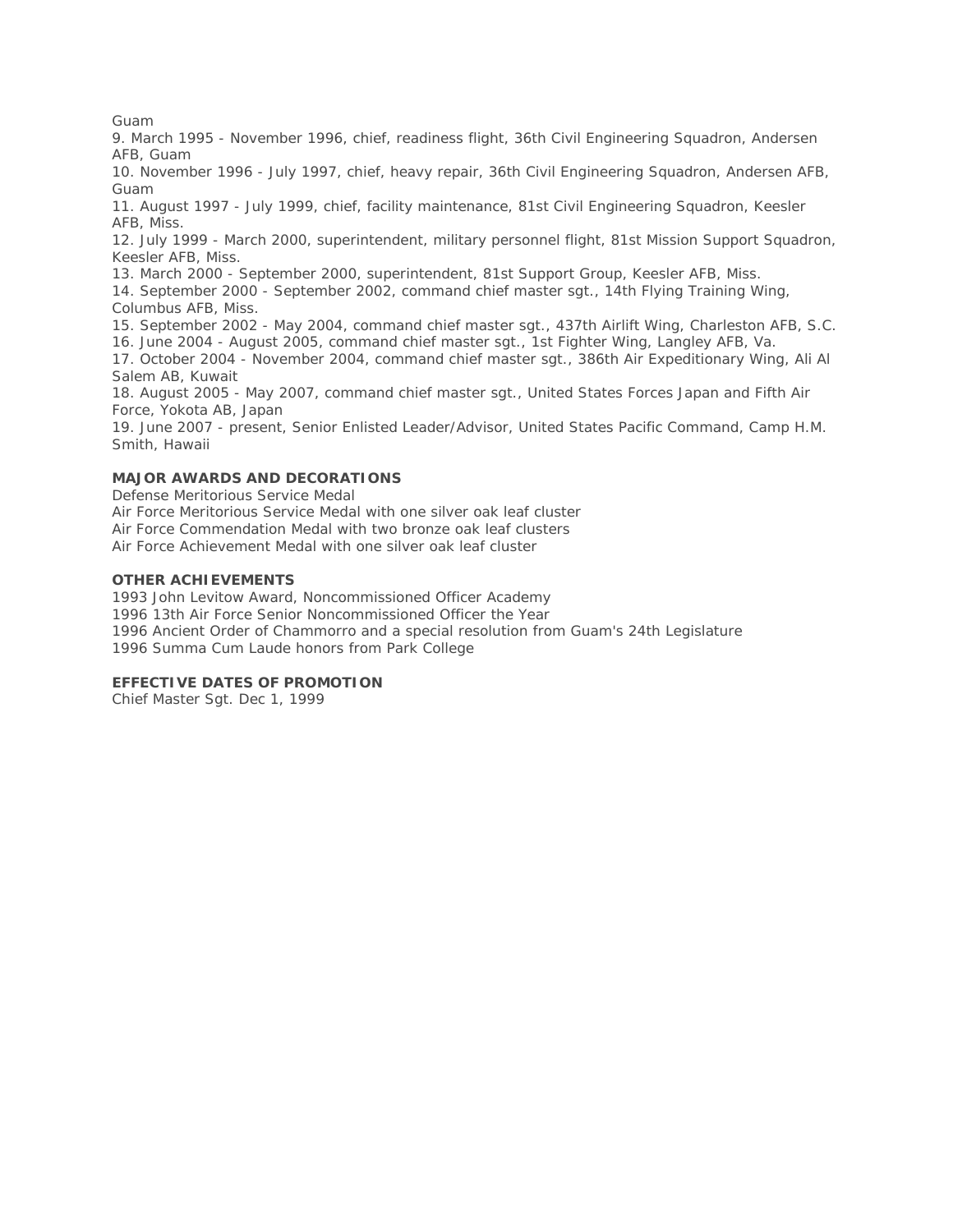Guam

9. March 1995 - November 1996, chief, readiness flight, 36th Civil Engineering Squadron, Andersen AFB, Guam
10. November 1996 - July 1997, chief, heavy repair, 36th Civil Engineering Squadron, Andersen AFB, Guam
11. August 1997 - July 1999, chief, facility maintenance, 81st Civil Engineering Squadron, Keesler AFB, Miss.
12. July 1999 - March 2000, superintendent, military personnel flight, 81st Mission Support Squadron, Keesler AFB, Miss.
13. March 2000 - September 2000, superintendent, 81st Support Group, Keesler AFB, Miss.
14. September 2000 - September 2002, command chief master sgt., 14th Flying Training Wing, Columbus AFB, Miss.
15. September 2002 - May 2004, command chief master sgt., 437th Airlift Wing, Charleston AFB, S.C.
16. June 2004 - August 2005, command chief master sgt., 1st Fighter Wing, Langley AFB, Va.
17. October 2004 - November 2004, command chief master sgt., 386th Air Expeditionary Wing, Ali Al Salem AB, Kuwait
18. August 2005 - May 2007, command chief master sgt., United States Forces Japan and Fifth Air Force, Yokota AB, Japan
19. June 2007 - present, Senior Enlisted Leader/Advisor, United States Pacific Command, Camp H.M. Smith, Hawaii

**MAJOR AWARDS AND DECORATIONS**

Defense Meritorious Service Medal
Air Force Meritorious Service Medal with one silver oak leaf cluster
Air Force Commendation Medal with two bronze oak leaf clusters
Air Force Achievement Medal with one silver oak leaf cluster

**OTHER ACHIEVEMENTS**

1993 John Levitow Award, Noncommissioned Officer Academy
1996 13th Air Force Senior Noncommissioned Officer the Year
1996 Ancient Order of Chammorro and a special resolution from Guam's 24th Legislature
1996 Summa Cum Laude honors from Park College

**EFFECTIVE DATES OF PROMOTION**

Chief Master Sgt. Dec 1, 1999